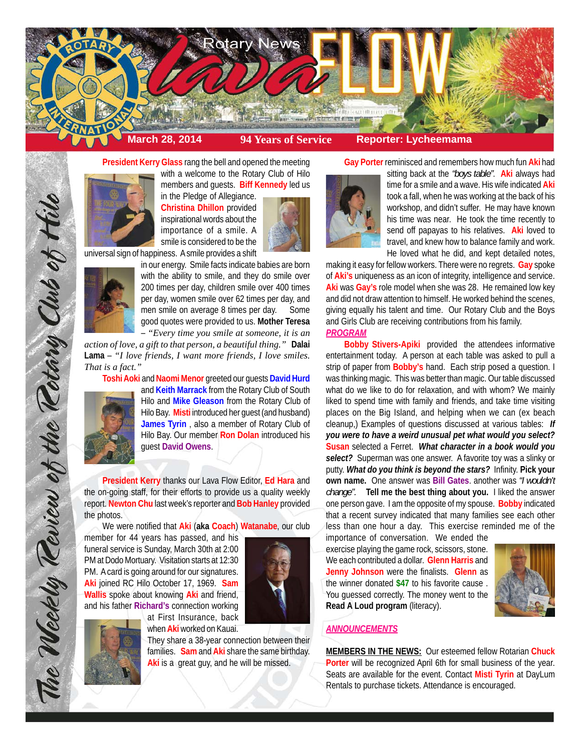# Rotary News Lava FLOW

**March 28, 2014** | **94 Years of Service** | **Reporter: Lycheemama**

*The Weekly Review of the Rotary Club of Hilo*

**President Kerry Glass** rang the bell and opened the meeting with a welcome to the Rotary Club of Hilo members and guests. **Biff Kennedy** led us in the Pledge of Allegiance. **Christina Dhillon** provided inspirational words about the importance of a smile. A smile is considered to be the universal sign of happiness. A smile provides a shift in our energy. Smile facts indicate babies are born with the ability to smile, and they do smile over 200 times per day, children smile over 400 times per day, women smile over 62 times per day, and men smile on average 8 times per day. Some good quotes were provided to us. **Mother Teresa** – *"Every time you smile at someone, it is an action of love, a gift to that person, a beautiful thing."* **Dalai Lama** – *"I love friends, I want more friends, I love smiles. That is a fact."*

**Toshi Aoki** and **Naomi Menor** greeted our guests **David Hurd** and **Keith Marrack** from the Rotary Club of South Hilo and **Mike Gleason** from the Rotary Club of Hilo Bay. **Misti** introduced her guest (and husband) **James Tyrin**, also a member of Rotary Club of Hilo Bay. Our member **Ron Dolan** introduced his guest **David Owens**.

**President Kerry** thanks our Lava Flow Editor, **Ed Hara** and the on-going staff, for their efforts to provide us a quality weekly report. **Newton Chu** last week's reporter and **Bob Hanley** provided the photos.

We were notified that **Aki** (**aka Coach**) **Watanabe**, our club member for 44 years has passed, and his funeral service is Sunday, March 30th at 2:00 PM at Dodo Mortuary. Visitation starts at 12:30 PM. A card is going around for our signatures. **Aki** joined RC Hilo October 17, 1969. **Sam Wallis** spoke about knowing **Aki** and friend, and his father **Richard's** connection working at First Insurance, back when **Aki** worked on Kauai. They share a 38-year connection between their families. **Sam** and **Aki** share the same birthday. **Aki** is a great guy, and he will be missed.

**Gay Porter** reminisced and remembers how much fun **Aki** had sitting back at the *"boys table"*. **Aki** always had time for a smile and a wave. His wife indicated **Aki** took a fall, when he was working at the back of his workshop, and didn't suffer. He may have known his time was near. He took the time recently to send off papayas to his relatives. **Aki** loved to travel, and knew how to balance family and work. He loved what he did, and kept detailed notes, making it easy for fellow workers. There were no regrets. **Gay** spoke of **Aki's** uniqueness as an icon of integrity, intelligence and service. **Aki** was **Gay's** role model when she was 28. He remained low key and did not draw attention to himself. He worked behind the scenes, giving equally his talent and time. Our Rotary Club and the Boys and Girls Club are receiving contributions from his family.

## *PROGRAM*

**Bobby Stivers-Apiki** provided the attendees informative entertainment today. A person at each table was asked to pull a strip of paper from **Bobby's** hand. Each strip posed a question. I was thinking magic. This was better than magic. Our table discussed what do we like to do for relaxation, and with whom? We mainly liked to spend time with family and friends, and take time visiting places on the Big Island, and helping when we can (ex beach cleanup,) Examples of questions discussed at various tables: ***If you were to have a weird unusual pet what would you select?*** **Susan** selected a Ferret. ***What character in a book would you select?*** Superman was one answer. A favorite toy was a slinky or putty. ***What do you think is beyond the stars?*** Infinity. **Pick your own name.** One answer was **Bill Gates**. another was *"I wouldn't change"*. **Tell me the best thing about you.** I liked the answer one person gave. I am the opposite of my spouse. **Bobby** indicated that a recent survey indicated that many families see each other less than one hour a day. This exercise reminded me of the importance of conversation. We ended the exercise playing the game rock, scissors, stone. We each contributed a dollar. **Glenn Harris** and **Jenny Johnson** were the finalists. **Glenn** as the winner donated **$47** to his favorite cause . You guessed correctly. The money went to the **Read A Loud program** (literacy).

## *ANNOUNCEMENTS*

**MEMBERS IN THE NEWS:** Our esteemed fellow Rotarian **Chuck Porter** will be recognized April 6th for small business of the year. Seats are available for the event. Contact **Misti Tyrin** at DayLum Rentals to purchase tickets. Attendance is encouraged.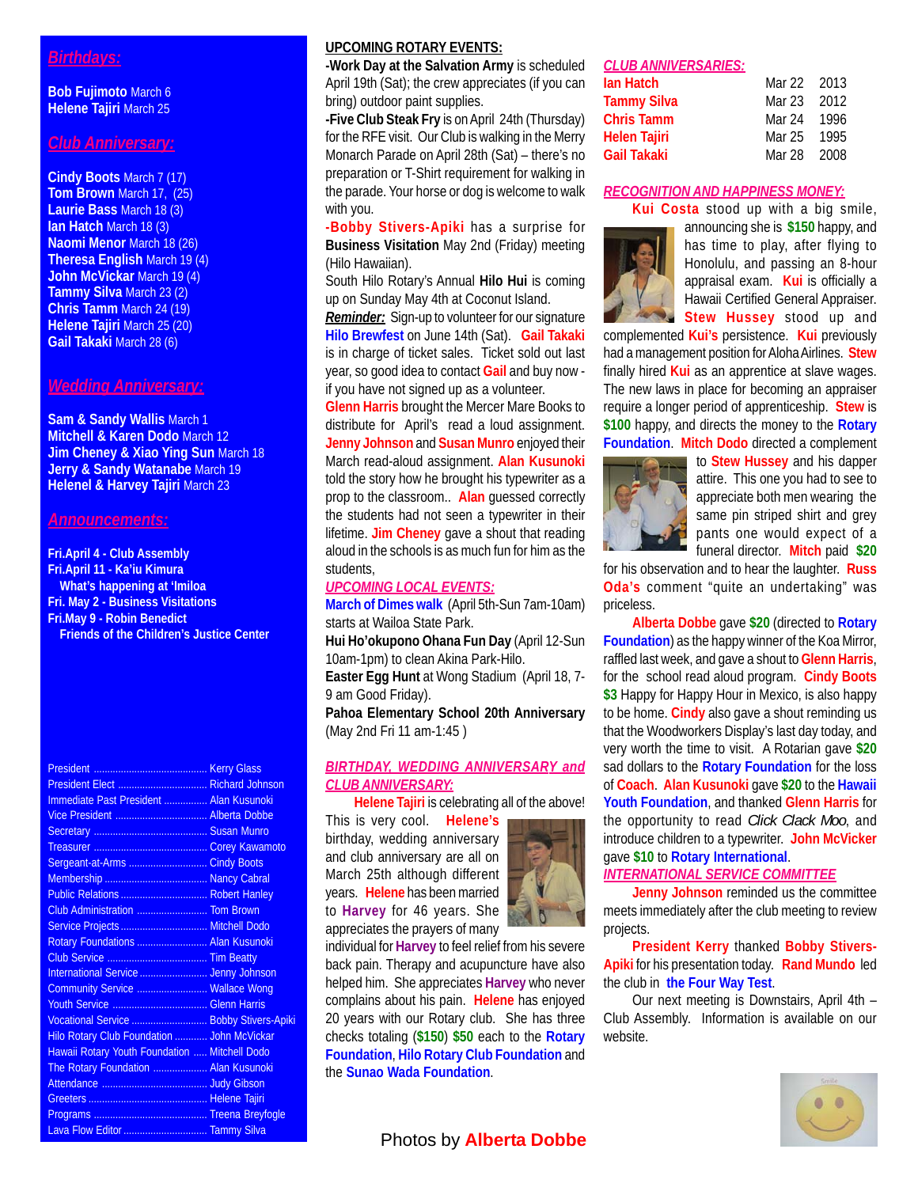## *Birthdays:*

**Bob Fujimoto** March 6
**Helene Tajiri** March 25

## *Club Anniversary:*

**Cindy Boots** March 7 (17)
**Tom Brown** March 17, (25)
**Laurie Bass** March 18 (3)
**Ian Hatch** March 18 (3)
**Naomi Menor** March 18 (26)
**Theresa English** March 19 (4)
**John McVickar** March 19 (4)
**Tammy Silva** March 23 (2)
**Chris Tamm** March 24 (19)
**Helene Tajiri** March 25 (20)
**Gail Takaki** March 28 (6)

## *Wedding Anniversary:*

**Sam & Sandy Wallis** March 1
**Mitchell & Karen Dodo** March 12
**Jim Cheney & Xiao Ying Sun** March 18
**Jerry & Sandy Watanabe** March 19
**Helenel & Harvey Tajiri** March 23

## *Announcements:*

**Fri.April 4 - Club Assembly**
**Fri.April 11 - Ka'iu Kimura**
**What's happening at 'Imiloa**
**Fri. May 2 - Business Visitations**
**Fri.May 9 - Robin Benedict**
**Friends of the Children's Justice Center**

| | |
|---|---|
| President | Kerry Glass |
| President Elect | Richard Johnson |
| Immediate Past President | Alan Kusunoki |
| Vice President | Alberta Dobbe |
| Secretary | Susan Munro |
| Treasurer | Corey Kawamoto |
| Sergeant-at-Arms | Cindy Boots |
| Membership | Nancy Cabral |
| Public Relations | Robert Hanley |
| Club Administration | Tom Brown |
| Service Projects | Mitchell Dodo |
| Rotary Foundations | Alan Kusunoki |
| Club Service | Tim Beatty |
| International Service | Jenny Johnson |
| Community Service | Wallace Wong |
| Youth Service | Glenn Harris |
| Vocational Service | Bobby Stivers-Apiki |
| Hilo Rotary Club Foundation | John McVickar |
| Hawaii Rotary Youth Foundation | Mitchell Dodo |
| The Rotary Foundation | Alan Kusunoki |
| Attendance | Judy Gibson |
| Greeters | Helene Tajiri |
| Programs | Treena Breyfogle |
| Lava Flow Editor | Tammy Silva |

## UPCOMING ROTARY EVENTS:

**-Work Day at the Salvation Army** is scheduled April 19th (Sat); the crew appreciates (if you can bring) outdoor paint supplies.

**-Five Club Steak Fry** is on April 24th (Thursday) for the RFE visit. Our Club is walking in the Merry Monarch Parade on April 28th (Sat) – there's no preparation or T-Shirt requirement for walking in the parade. Your horse or dog is welcome to walk with you.

**-Bobby Stivers-Apiki** has a surprise for **Business Visitation** May 2nd (Friday) meeting (Hilo Hawaiian).

South Hilo Rotary's Annual **Hilo Hui** is coming up on Sunday May 4th at Coconut Island.

***Reminder:*** Sign-up to volunteer for our signature **Hilo Brewfest** on June 14th (Sat). **Gail Takaki** is in charge of ticket sales. Ticket sold out last year, so good idea to contact **Gail** and buy now - if you have not signed up as a volunteer.

**Glenn Harris** brought the Mercer Mare Books to distribute for April's read a loud assignment. **Jenny Johnson** and **Susan Munro** enjoyed their March read-aloud assignment. **Alan Kusunoki** told the story how he brought his typewriter as a prop to the classroom.. **Alan** guessed correctly the students had not seen a typewriter in their lifetime. **Jim Cheney** gave a shout that reading aloud in the schools is as much fun for him as the students,

## *UPCOMING LOCAL EVENTS:*

**March of Dimes walk** (April 5th-Sun 7am-10am) starts at Wailoa State Park.

**Hui Ho'okupono Ohana Fun Day** (April 12-Sun 10am-1pm) to clean Akina Park-Hilo.

**Easter Egg Hunt** at Wong Stadium (April 18, 7-9 am Good Friday).

**Pahoa Elementary School 20th Anniversary** (May 2nd Fri 11 am-1:45 )

## *BIRTHDAY, WEDDING ANNIVERSARY and CLUB ANNIVERSARY:*

**Helene Tajiri** is celebrating all of the above! This is very cool. **Helene's** birthday, wedding anniversary and club anniversary are all on March 25th although different years. **Helene** has been married to **Harvey** for 46 years. She appreciates the prayers of many individual for **Harvey** to feel relief from his severe back pain. Therapy and acupuncture have also helped him. She appreciates **Harvey** who never complains about his pain. **Helene** has enjoyed 20 years with our Rotary club. She has three checks totaling (**$150**) **$50** each to the **Rotary Foundation**, **Hilo Rotary Club Foundation** and the **Sunao Wada Foundation**.

Photos by **Alberta Dobbe**

## *CLUB ANNIVERSARIES:*

| | | |
|---|---|---|
| **Ian Hatch** | Mar 22 | 2013 |
| **Tammy Silva** | Mar 23 | 2012 |
| **Chris Tamm** | Mar 24 | 1996 |
| **Helen Tajiri** | Mar 25 | 1995 |
| **Gail Takaki** | Mar 28 | 2008 |

## *RECOGNITION AND HAPPINESS MONEY:*

**Kui Costa** stood up with a big smile, announcing she is **$150** happy, and has time to play, after flying to Honolulu, and passing an 8-hour appraisal exam. **Kui** is officially a Hawaii Certified General Appraiser. **Stew Hussey** stood up and complemented **Kui's** persistence. **Kui** previously had a management position for Aloha Airlines. **Stew** finally hired **Kui** as an apprentice at slave wages. The new laws in place for becoming an appraiser require a longer period of apprenticeship. **Stew** is **$100** happy, and directs the money to the **Rotary Foundation**. **Mitch Dodo** directed a complement to **Stew Hussey** and his dapper attire. This one you had to see to appreciate both men wearing the same pin striped shirt and grey pants one would expect of a funeral director. **Mitch** paid **$20** for his observation and to hear the laughter. **Russ Oda's** comment "quite an undertaking" was priceless.

**Alberta Dobbe** gave **$20** (directed to **Rotary Foundation**) as the happy winner of the Koa Mirror, raffled last week, and gave a shout to **Glenn Harris**, for the school read aloud program. **Cindy Boots** **$3** Happy for Happy Hour in Mexico, is also happy to be home. **Cindy** also gave a shout reminding us that the Woodworkers Display's last day today, and very worth the time to visit. A Rotarian gave **$20** sad dollars to the **Rotary Foundation** for the loss of **Coach**. **Alan Kusunoki** gave **$20** to the **Hawaii Youth Foundation**, and thanked **Glenn Harris** for the opportunity to read *Click Clack Moo*, and introduce children to a typewriter. **John McVicker** gave **$10** to **Rotary International**.

## *INTERNATIONAL SERVICE COMMITTEE*

**Jenny Johnson** reminded us the committee meets immediately after the club meeting to review projects.

**President Kerry** thanked **Bobby Stivers-Apiki** for his presentation today. **Rand Mundo** led the club in **the Four Way Test**.

Our next meeting is Downstairs, April 4th – Club Assembly. Information is available on our website.